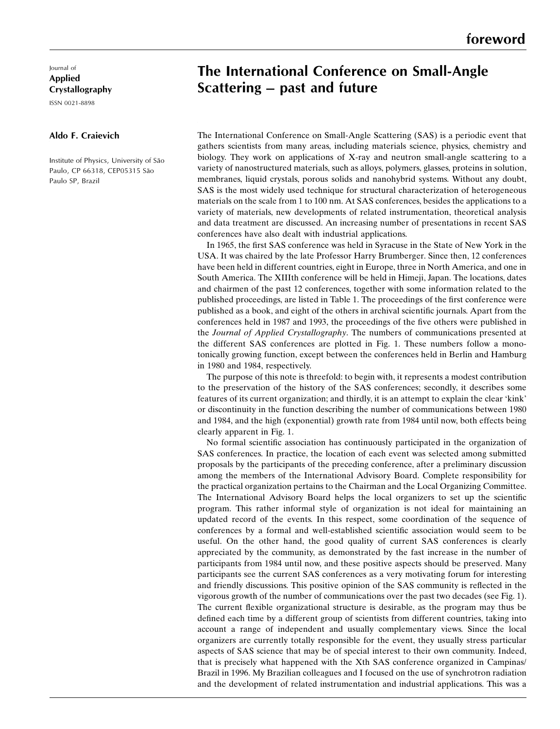foreword

Journal of
**Applied Crystallography**
ISSN 0021-8898

# The International Conference on Small-Angle Scattering – past and future

**Aldo F. Craievich**

Institute of Physics, University of São Paulo, CP 66318, CEP05315 São Paulo SP, Brazil

The International Conference on Small-Angle Scattering (SAS) is a periodic event that gathers scientists from many areas, including materials science, physics, chemistry and biology. They work on applications of X-ray and neutron small-angle scattering to a variety of nanostructured materials, such as alloys, polymers, glasses, proteins in solution, membranes, liquid crystals, porous solids and nanohybrid systems. Without any doubt, SAS is the most widely used technique for structural characterization of heterogeneous materials on the scale from 1 to 100 nm. At SAS conferences, besides the applications to a variety of materials, new developments of related instrumentation, theoretical analysis and data treatment are discussed. An increasing number of presentations in recent SAS conferences have also dealt with industrial applications.

In 1965, the first SAS conference was held in Syracuse in the State of New York in the USA. It was chaired by the late Professor Harry Brumberger. Since then, 12 conferences have been held in different countries, eight in Europe, three in North America, and one in South America. The XIIIth conference will be held in Himeji, Japan. The locations, dates and chairmen of the past 12 conferences, together with some information related to the published proceedings, are listed in Table 1. The proceedings of the first conference were published as a book, and eight of the others in archival scientific journals. Apart from the conferences held in 1987 and 1993, the proceedings of the five others were published in the *Journal of Applied Crystallography*. The numbers of communications presented at the different SAS conferences are plotted in Fig. 1. These numbers follow a monotonically growing function, except between the conferences held in Berlin and Hamburg in 1980 and 1984, respectively.

The purpose of this note is threefold: to begin with, it represents a modest contribution to the preservation of the history of the SAS conferences; secondly, it describes some features of its current organization; and thirdly, it is an attempt to explain the clear 'kink' or discontinuity in the function describing the number of communications between 1980 and 1984, and the high (exponential) growth rate from 1984 until now, both effects being clearly apparent in Fig. 1.

No formal scientific association has continuously participated in the organization of SAS conferences. In practice, the location of each event was selected among submitted proposals by the participants of the preceding conference, after a preliminary discussion among the members of the International Advisory Board. Complete responsibility for the practical organization pertains to the Chairman and the Local Organizing Committee. The International Advisory Board helps the local organizers to set up the scientific program. This rather informal style of organization is not ideal for maintaining an updated record of the events. In this respect, some coordination of the sequence of conferences by a formal and well-established scientific association would seem to be useful. On the other hand, the good quality of current SAS conferences is clearly appreciated by the community, as demonstrated by the fast increase in the number of participants from 1984 until now, and these positive aspects should be preserved. Many participants see the current SAS conferences as a very motivating forum for interesting and friendly discussions. This positive opinion of the SAS community is reflected in the vigorous growth of the number of communications over the past two decades (see Fig. 1). The current flexible organizational structure is desirable, as the program may thus be defined each time by a different group of scientists from different countries, taking into account a range of independent and usually complementary views. Since the local organizers are currently totally responsible for the event, they usually stress particular aspects of SAS science that may be of special interest to their own community. Indeed, that is precisely what happened with the Xth SAS conference organized in Campinas/Brazil in 1996. My Brazilian colleagues and I focused on the use of synchrotron radiation and the development of related instrumentation and industrial applications. This was a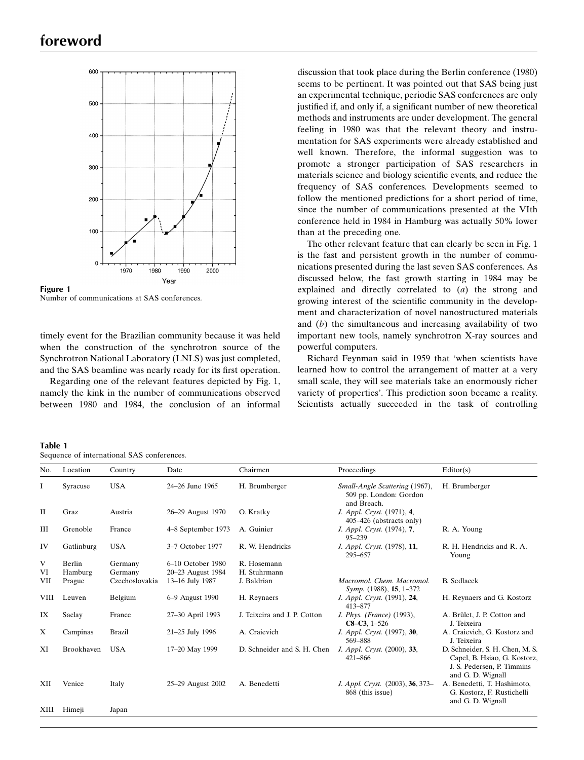Figure 1
Number of communications at SAS conferences.

timely event for the Brazilian community because it was held when the construction of the synchrotron source of the Synchrotron National Laboratory (LNLS) was just completed, and the SAS beamline was nearly ready for its first operation.

Regarding one of the relevant features depicted by Fig. 1, namely the kink in the number of communications observed between 1980 and 1984, the conclusion of an informal discussion that took place during the Berlin conference (1980) seems to be pertinent. It was pointed out that SAS being just an experimental technique, periodic SAS conferences are only justified if, and only if, a significant number of new theoretical methods and instruments are under development. The general feeling in 1980 was that the relevant theory and instrumentation for SAS experiments were already established and well known. Therefore, the informal suggestion was to promote a stronger participation of SAS researchers in materials science and biology scientific events, and reduce the frequency of SAS conferences. Developments seemed to follow the mentioned predictions for a short period of time, since the number of communications presented at the VIth conference held in 1984 in Hamburg was actually 50% lower than at the preceding one.

The other relevant feature that can clearly be seen in Fig. 1 is the fast and persistent growth in the number of communications presented during the last seven SAS conferences. As discussed below, the fast growth starting in 1984 may be explained and directly correlated to (*a*) the strong and growing interest of the scientific community in the development and characterization of novel nanostructured materials and (*b*) the simultaneous and increasing availability of two important new tools, namely synchrotron X-ray sources and powerful computers.

Richard Feynman said in 1959 that 'when scientists have learned how to control the arrangement of matter at a very small scale, they will see materials take an enormously richer variety of properties'. This prediction soon became a reality. Scientists actually succeeded in the task of controlling

**Table 1**
Sequence of international SAS conferences.

| No. | Location | Country | Date | Chairmen | Proceedings | Editor(s) |
|---|---|---|---|---|---|---|
| I | Syracuse | USA | 24–26 June 1965 | H. Brumberger | *Small-Angle Scattering* (1967), 509 pp. London: Gordon and Breach. | H. Brumberger |
| II | Graz | Austria | 26–29 August 1970 | O. Kratky | *J. Appl. Cryst.* (1971), **4**, 405–426 (abstracts only) | |
| III | Grenoble | France | 4–8 September 1973 | A. Guinier | *J. Appl. Cryst.* (1974), **7**, 95–239 | R. A. Young |
| IV | Gatlinburg | USA | 3–7 October 1977 | R. W. Hendricks | *J. Appl. Cryst.* (1978), **11**, 295–657 | R. H. Hendricks and R. A. Young |
| V | Berlin | Germany | 6–10 October 1980 | R. Hosemann | | |
| VI | Hamburg | Germany | 20–23 August 1984 | H. Stuhrmann | | |
| VII | Prague | Czechoslovakia | 13–16 July 1987 | J. Baldrian | *Macromol. Chem. Macromol. Symp.* (1988), **15**, 1–372 | B. Sedlacek |
| VIII | Leuven | Belgium | 6–9 August 1990 | H. Reynaers | *J. Appl. Cryst.* (1991), **24**, 413–877 | H. Reynaers and G. Kostorz |
| IX | Saclay | France | 27–30 April 1993 | J. Teixeira and J. P. Cotton | *J. Phys. (France)* (1993), **C8–C3**, 1–526 | A. Brûlet, J. P. Cotton and J. Teixeira |
| X | Campinas | Brazil | 21–25 July 1996 | A. Craievich | *J. Appl. Cryst.* (1997), **30**, 569–888 | A. Craievich, G. Kostorz and J. Teixeira |
| XI | Brookhaven | USA | 17–20 May 1999 | D. Schneider and S. H. Chen | *J. Appl. Cryst.* (2000), **33**, 421–866 | D. Schneider, S. H. Chen, M. S. Capel, B. Hsiao, G. Kostorz, J. S. Pedersen, P. Timmins and G. D. Wignall |
| XII | Venice | Italy | 25–29 August 2002 | A. Benedetti | *J. Appl. Cryst.* (2003), **36**, 373–868 (this issue) | A. Benedetti, T. Hashimoto, G. Kostorz, F. Rustichelli and G. D. Wignall |
| XIII | Himeji | Japan | | | | |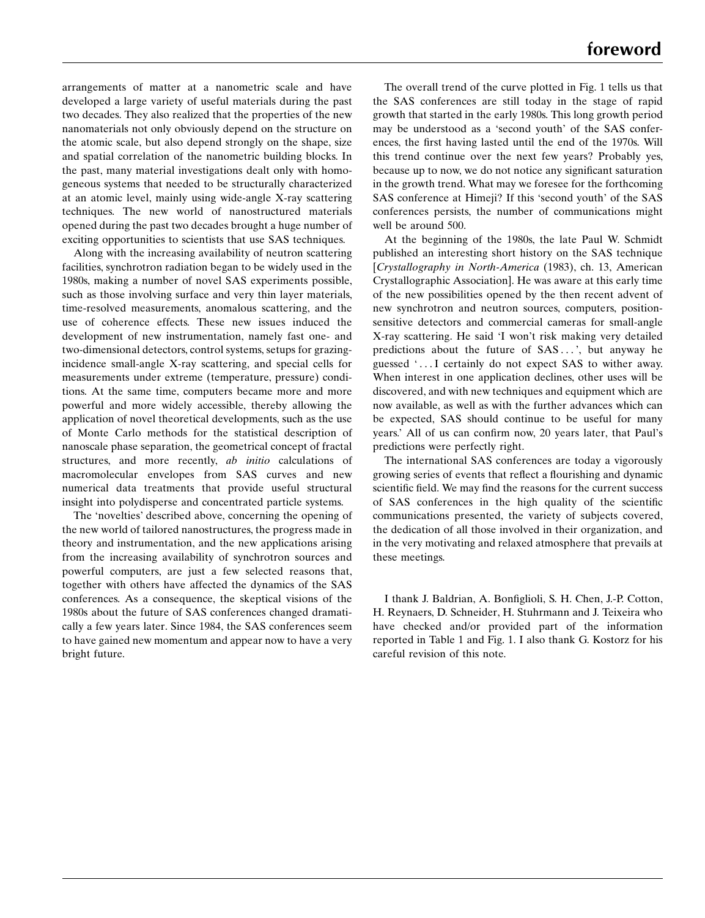arrangements of matter at a nanometric scale and have developed a large variety of useful materials during the past two decades. They also realized that the properties of the new nanomaterials not only obviously depend on the structure on the atomic scale, but also depend strongly on the shape, size and spatial correlation of the nanometric building blocks. In the past, many material investigations dealt only with homogeneous systems that needed to be structurally characterized at an atomic level, mainly using wide-angle X-ray scattering techniques. The new world of nanostructured materials opened during the past two decades brought a huge number of exciting opportunities to scientists that use SAS techniques.

Along with the increasing availability of neutron scattering facilities, synchrotron radiation began to be widely used in the 1980s, making a number of novel SAS experiments possible, such as those involving surface and very thin layer materials, time-resolved measurements, anomalous scattering, and the use of coherence effects. These new issues induced the development of new instrumentation, namely fast one- and two-dimensional detectors, control systems, setups for grazing-incidence small-angle X-ray scattering, and special cells for measurements under extreme (temperature, pressure) conditions. At the same time, computers became more and more powerful and more widely accessible, thereby allowing the application of novel theoretical developments, such as the use of Monte Carlo methods for the statistical description of nanoscale phase separation, the geometrical concept of fractal structures, and more recently, *ab initio* calculations of macromolecular envelopes from SAS curves and new numerical data treatments that provide useful structural insight into polydisperse and concentrated particle systems.

The 'novelties' described above, concerning the opening of the new world of tailored nanostructures, the progress made in theory and instrumentation, and the new applications arising from the increasing availability of synchrotron sources and powerful computers, are just a few selected reasons that, together with others have affected the dynamics of the SAS conferences. As a consequence, the skeptical visions of the 1980s about the future of SAS conferences changed dramatically a few years later. Since 1984, the SAS conferences seem to have gained new momentum and appear now to have a very bright future.

The overall trend of the curve plotted in Fig. 1 tells us that the SAS conferences are still today in the stage of rapid growth that started in the early 1980s. This long growth period may be understood as a 'second youth' of the SAS conferences, the first having lasted until the end of the 1970s. Will this trend continue over the next few years? Probably yes, because up to now, we do not notice any significant saturation in the growth trend. What may we foresee for the forthcoming SAS conference at Himeji? If this 'second youth' of the SAS conferences persists, the number of communications might well be around 500.

At the beginning of the 1980s, the late Paul W. Schmidt published an interesting short history on the SAS technique [*Crystallography in North-America* (1983), ch. 13, American Crystallographic Association]. He was aware at this early time of the new possibilities opened by the then recent advent of new synchrotron and neutron sources, computers, position-sensitive detectors and commercial cameras for small-angle X-ray scattering. He said 'I won't risk making very detailed predictions about the future of SAS . . . ', but anyway he guessed ' . . . I certainly do not expect SAS to wither away. When interest in one application declines, other uses will be discovered, and with new techniques and equipment which are now available, as well as with the further advances which can be expected, SAS should continue to be useful for many years.' All of us can confirm now, 20 years later, that Paul's predictions were perfectly right.

The international SAS conferences are today a vigorously growing series of events that reflect a flourishing and dynamic scientific field. We may find the reasons for the current success of SAS conferences in the high quality of the scientific communications presented, the variety of subjects covered, the dedication of all those involved in their organization, and in the very motivating and relaxed atmosphere that prevails at these meetings.

I thank J. Baldrian, A. Bonfiglioli, S. H. Chen, J.-P. Cotton, H. Reynaers, D. Schneider, H. Stuhrmann and J. Teixeira who have checked and/or provided part of the information reported in Table 1 and Fig. 1. I also thank G. Kostorz for his careful revision of this note.